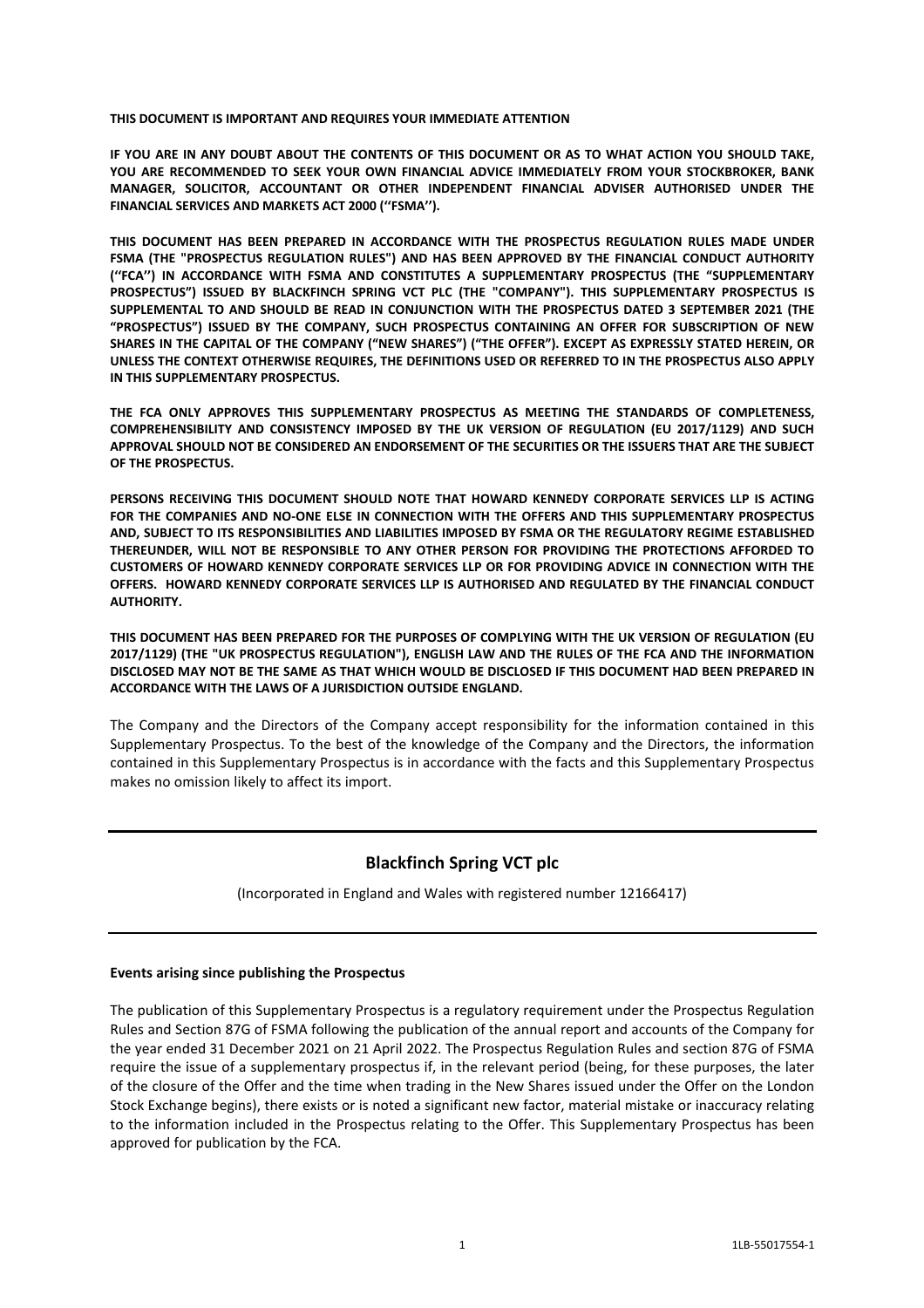**THIS DOCUMENT IS IMPORTANT AND REQUIRES YOUR IMMEDIATE ATTENTION**

**IF YOU ARE IN ANY DOUBT ABOUT THE CONTENTS OF THIS DOCUMENT OR AS TO WHAT ACTION YOU SHOULD TAKE, YOU ARE RECOMMENDED TO SEEK YOUR OWN FINANCIAL ADVICE IMMEDIATELY FROM YOUR STOCKBROKER, BANK MANAGER, SOLICITOR, ACCOUNTANT OR OTHER INDEPENDENT FINANCIAL ADVISER AUTHORISED UNDER THE FINANCIAL SERVICES AND MARKETS ACT 2000 (''FSMA'').**

**THIS DOCUMENT HAS BEEN PREPARED IN ACCORDANCE WITH THE PROSPECTUS REGULATION RULES MADE UNDER FSMA (THE "PROSPECTUS REGULATION RULES") AND HAS BEEN APPROVED BY THE FINANCIAL CONDUCT AUTHORITY (''FCA'') IN ACCORDANCE WITH FSMA AND CONSTITUTES A SUPPLEMENTARY PROSPECTUS (THE "SUPPLEMENTARY PROSPECTUS") ISSUED BY BLACKFINCH SPRING VCT PLC (THE "COMPANY"). THIS SUPPLEMENTARY PROSPECTUS IS SUPPLEMENTAL TO AND SHOULD BE READ IN CONJUNCTION WITH THE PROSPECTUS DATED 3 SEPTEMBER 2021 (THE "PROSPECTUS") ISSUED BY THE COMPANY, SUCH PROSPECTUS CONTAINING AN OFFER FOR SUBSCRIPTION OF NEW SHARES IN THE CAPITAL OF THE COMPANY ("NEW SHARES") ("THE OFFER"). EXCEPT AS EXPRESSLY STATED HEREIN, OR UNLESS THE CONTEXT OTHERWISE REQUIRES, THE DEFINITIONS USED OR REFERRED TO IN THE PROSPECTUS ALSO APPLY IN THIS SUPPLEMENTARY PROSPECTUS.**

**THE FCA ONLY APPROVES THIS SUPPLEMENTARY PROSPECTUS AS MEETING THE STANDARDS OF COMPLETENESS, COMPREHENSIBILITY AND CONSISTENCY IMPOSED BY THE UK VERSION OF REGULATION (EU 2017/1129) AND SUCH APPROVAL SHOULD NOT BE CONSIDERED AN ENDORSEMENT OF THE SECURITIES OR THE ISSUERS THAT ARE THE SUBJECT OF THE PROSPECTUS.**

**PERSONS RECEIVING THIS DOCUMENT SHOULD NOTE THAT HOWARD KENNEDY CORPORATE SERVICES LLP IS ACTING FOR THE COMPANIES AND NO-ONE ELSE IN CONNECTION WITH THE OFFERS AND THIS SUPPLEMENTARY PROSPECTUS AND, SUBJECT TO ITS RESPONSIBILITIES AND LIABILITIES IMPOSED BY FSMA OR THE REGULATORY REGIME ESTABLISHED THEREUNDER, WILL NOT BE RESPONSIBLE TO ANY OTHER PERSON FOR PROVIDING THE PROTECTIONS AFFORDED TO CUSTOMERS OF HOWARD KENNEDY CORPORATE SERVICES LLP OR FOR PROVIDING ADVICE IN CONNECTION WITH THE OFFERS. HOWARD KENNEDY CORPORATE SERVICES LLP IS AUTHORISED AND REGULATED BY THE FINANCIAL CONDUCT AUTHORITY.**

**THIS DOCUMENT HAS BEEN PREPARED FOR THE PURPOSES OF COMPLYING WITH THE UK VERSION OF REGULATION (EU 2017/1129) (THE "UK PROSPECTUS REGULATION"), ENGLISH LAW AND THE RULES OF THE FCA AND THE INFORMATION DISCLOSED MAY NOT BE THE SAME AS THAT WHICH WOULD BE DISCLOSED IF THIS DOCUMENT HAD BEEN PREPARED IN ACCORDANCE WITH THE LAWS OF A JURISDICTION OUTSIDE ENGLAND.**

The Company and the Directors of the Company accept responsibility for the information contained in this Supplementary Prospectus. To the best of the knowledge of the Company and the Directors, the information contained in this Supplementary Prospectus is in accordance with the facts and this Supplementary Prospectus makes no omission likely to affect its import.

# Blackfinch Spring VCT plc

(Incorporated in England and Wales with registered number 12166417)

**Events arising since publishing the Prospectus**

The publication of this Supplementary Prospectus is a regulatory requirement under the Prospectus Regulation Rules and Section 87G of FSMA following the publication of the annual report and accounts of the Company for the year ended 31 December 2021 on 21 April 2022. The Prospectus Regulation Rules and section 87G of FSMA require the issue of a supplementary prospectus if, in the relevant period (being, for these purposes, the later of the closure of the Offer and the time when trading in the New Shares issued under the Offer on the London Stock Exchange begins), there exists or is noted a significant new factor, material mistake or inaccuracy relating to the information included in the Prospectus relating to the Offer. This Supplementary Prospectus has been approved for publication by the FCA.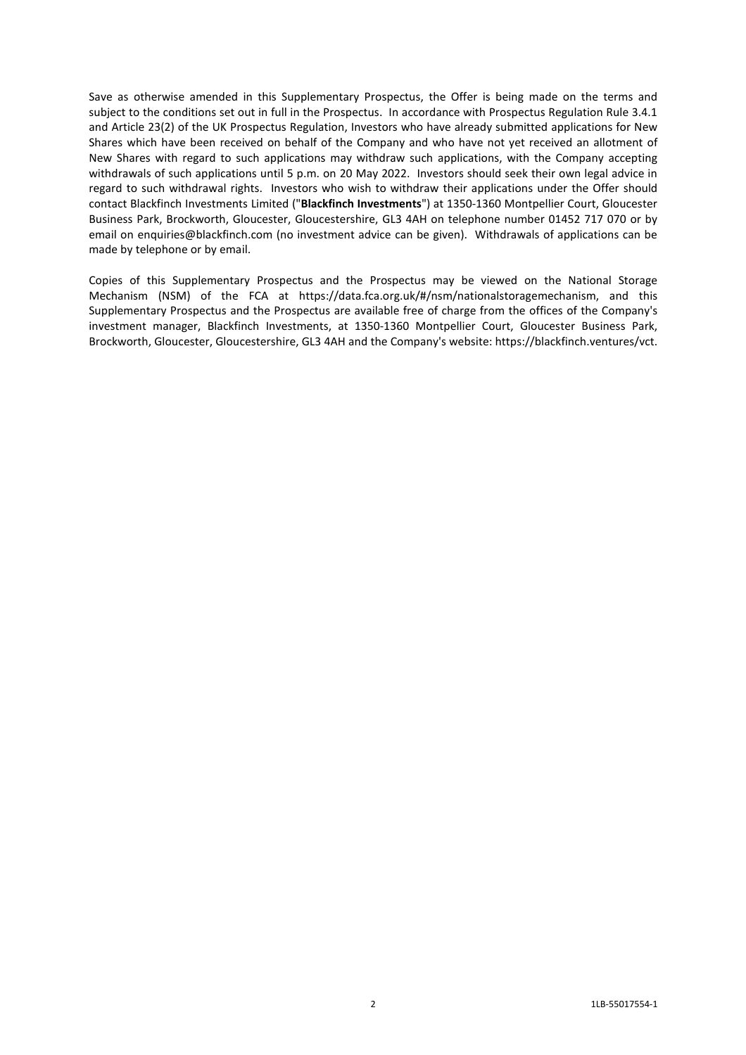Save as otherwise amended in this Supplementary Prospectus, the Offer is being made on the terms and subject to the conditions set out in full in the Prospectus. In accordance with Prospectus Regulation Rule 3.4.1 and Article 23(2) of the UK Prospectus Regulation, Investors who have already submitted applications for New Shares which have been received on behalf of the Company and who have not yet received an allotment of New Shares with regard to such applications may withdraw such applications, with the Company accepting withdrawals of such applications until 5 p.m. on 20 May 2022. Investors should seek their own legal advice in regard to such withdrawal rights. Investors who wish to withdraw their applications under the Offer should contact Blackfinch Investments Limited ("**Blackfinch Investments**") at 1350-1360 Montpellier Court, Gloucester Business Park, Brockworth, Gloucester, Gloucestershire, GL3 4AH on telephone number 01452 717 070 or by email on enquiries@blackfinch.com (no investment advice can be given). Withdrawals of applications can be made by telephone or by email.

Copies of this Supplementary Prospectus and the Prospectus may be viewed on the National Storage Mechanism (NSM) of the FCA at https://data.fca.org.uk/#/nsm/nationalstoragemechanism, and this Supplementary Prospectus and the Prospectus are available free of charge from the offices of the Company's investment manager, Blackfinch Investments, at 1350-1360 Montpellier Court, Gloucester Business Park, Brockworth, Gloucester, Gloucestershire, GL3 4AH and the Company's website: https://blackfinch.ventures/vct.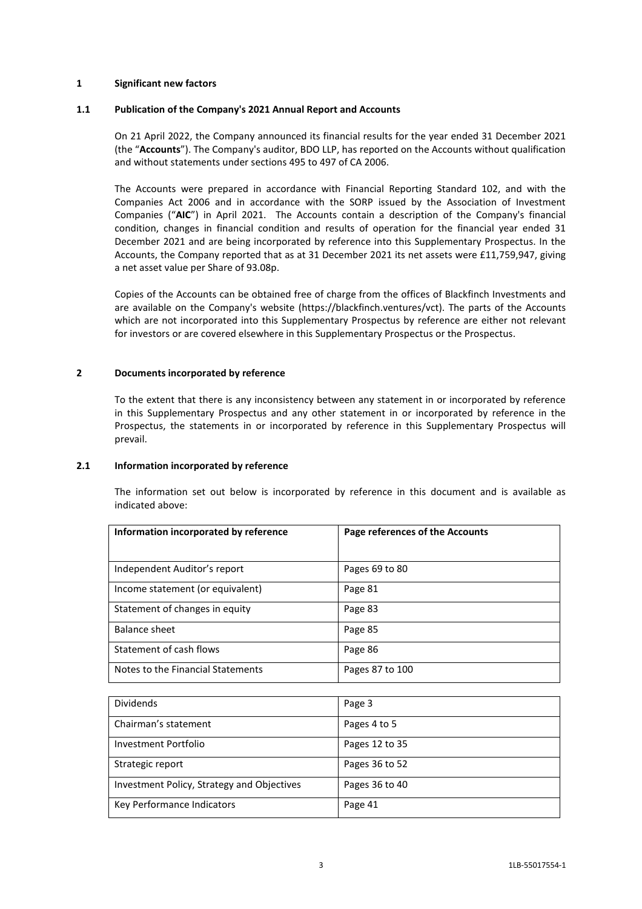## 1 Significant new factors

### 1.1 Publication of the Company's 2021 Annual Report and Accounts

On 21 April 2022, the Company announced its financial results for the year ended 31 December 2021 (the "**Accounts**"). The Company's auditor, BDO LLP, has reported on the Accounts without qualification and without statements under sections 495 to 497 of CA 2006.

The Accounts were prepared in accordance with Financial Reporting Standard 102, and with the Companies Act 2006 and in accordance with the SORP issued by the Association of Investment Companies ("**AIC**") in April 2021. The Accounts contain a description of the Company's financial condition, changes in financial condition and results of operation for the financial year ended 31 December 2021 and are being incorporated by reference into this Supplementary Prospectus. In the Accounts, the Company reported that as at 31 December 2021 its net assets were £11,759,947, giving a net asset value per Share of 93.08p.

Copies of the Accounts can be obtained free of charge from the offices of Blackfinch Investments and are available on the Company's website (https://blackfinch.ventures/vct). The parts of the Accounts which are not incorporated into this Supplementary Prospectus by reference are either not relevant for investors or are covered elsewhere in this Supplementary Prospectus or the Prospectus.

## 2 Documents incorporated by reference

To the extent that there is any inconsistency between any statement in or incorporated by reference in this Supplementary Prospectus and any other statement in or incorporated by reference in the Prospectus, the statements in or incorporated by reference in this Supplementary Prospectus will prevail.

### 2.1 Information incorporated by reference

The information set out below is incorporated by reference in this document and is available as indicated above:

| Information incorporated by reference | Page references of the Accounts |
|---|---|
| Independent Auditor's report | Pages 69 to 80 |
| Income statement (or equivalent) | Page 81 |
| Statement of changes in equity | Page 83 |
| Balance sheet | Page 85 |
| Statement of cash flows | Page 86 |
| Notes to the Financial Statements | Pages 87 to 100 |
| Dividends | Page 3 |
| Chairman's statement | Pages 4 to 5 |
| Investment Portfolio | Pages 12 to 35 |
| Strategic report | Pages 36 to 52 |
| Investment Policy, Strategy and Objectives | Pages 36 to 40 |
| Key Performance Indicators | Page 41 |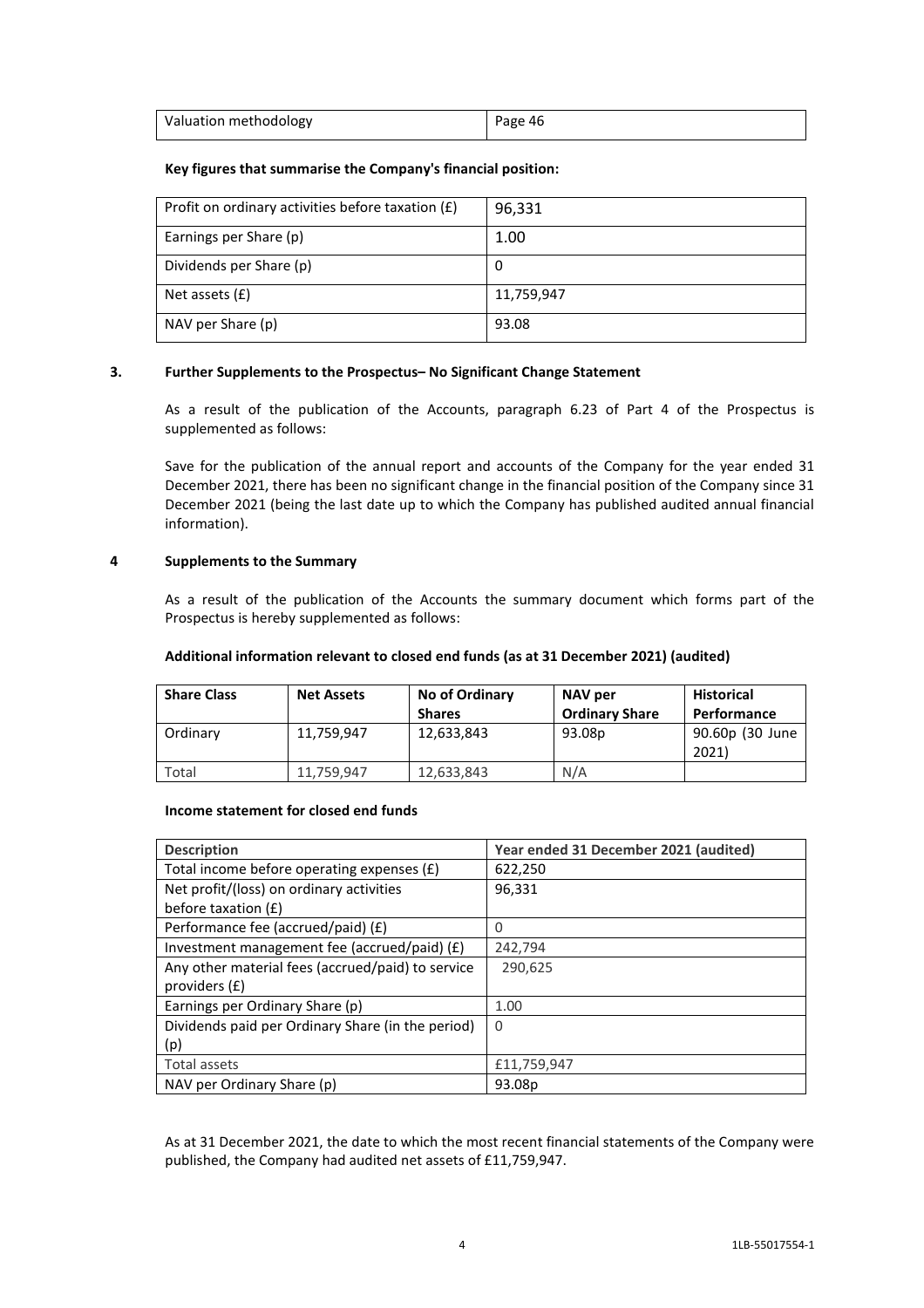| Valuation methodology | Page 46 |
|---|---|

**Key figures that summarise the Company's financial position:**

| Profit on ordinary activities before taxation (£) | 96,331 |
|---|---|
| Earnings per Share (p) | 1.00 |
| Dividends per Share (p) | 0 |
| Net assets (£) | 11,759,947 |
| NAV per Share (p) | 93.08 |

**3. Further Supplements to the Prospectus– No Significant Change Statement**

As a result of the publication of the Accounts, paragraph 6.23 of Part 4 of the Prospectus is supplemented as follows:

Save for the publication of the annual report and accounts of the Company for the year ended 31 December 2021, there has been no significant change in the financial position of the Company since 31 December 2021 (being the last date up to which the Company has published audited annual financial information).

**4 Supplements to the Summary**

As a result of the publication of the Accounts the summary document which forms part of the Prospectus is hereby supplemented as follows:

**Additional information relevant to closed end funds (as at 31 December 2021) (audited)**

| Share Class | Net Assets | No of Ordinary Shares | NAV per Ordinary Share | Historical Performance |
|---|---|---|---|---|
| Ordinary | 11,759,947 | 12,633,843 | 93.08p | 90.60p (30 June 2021) |
| Total | 11,759,947 | 12,633,843 | N/A | |

**Income statement for closed end funds**

| Description | Year ended 31 December 2021 (audited) |
|---|---|
| Total income before operating expenses (£) | 622,250 |
| Net profit/(loss) on ordinary activities before taxation (£) | 96,331 |
| Performance fee (accrued/paid) (£) | 0 |
| Investment management fee (accrued/paid) (£) | 242,794 |
| Any other material fees (accrued/paid) to service providers (£) | 290,625 |
| Earnings per Ordinary Share (p) | 1.00 |
| Dividends paid per Ordinary Share (in the period) (p) | 0 |
| Total assets | £11,759,947 |
| NAV per Ordinary Share (p) | 93.08p |

As at 31 December 2021, the date to which the most recent financial statements of the Company were published, the Company had audited net assets of £11,759,947.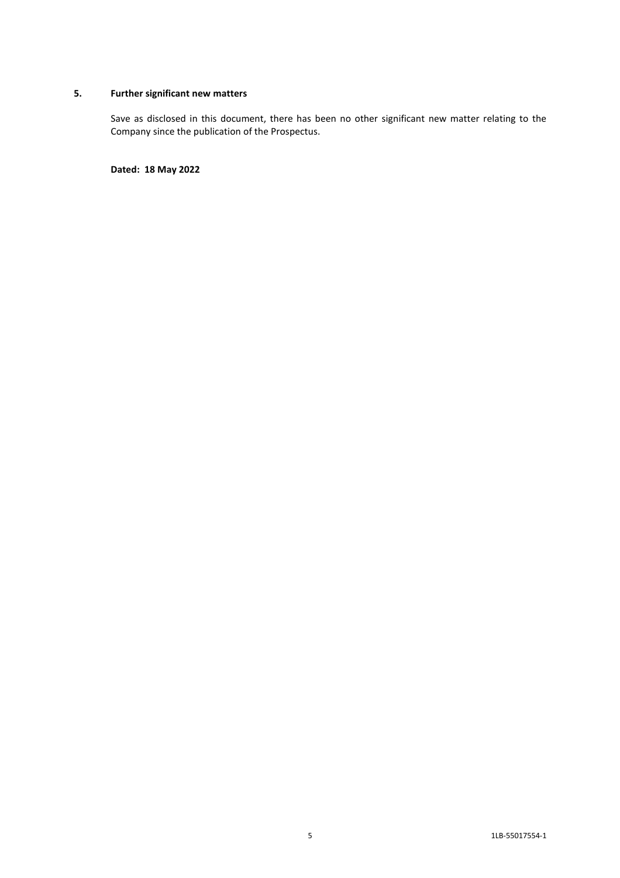## 5. Further significant new matters

Save as disclosed in this document, there has been no other significant new matter relating to the Company since the publication of the Prospectus.

**Dated: 18 May 2022**